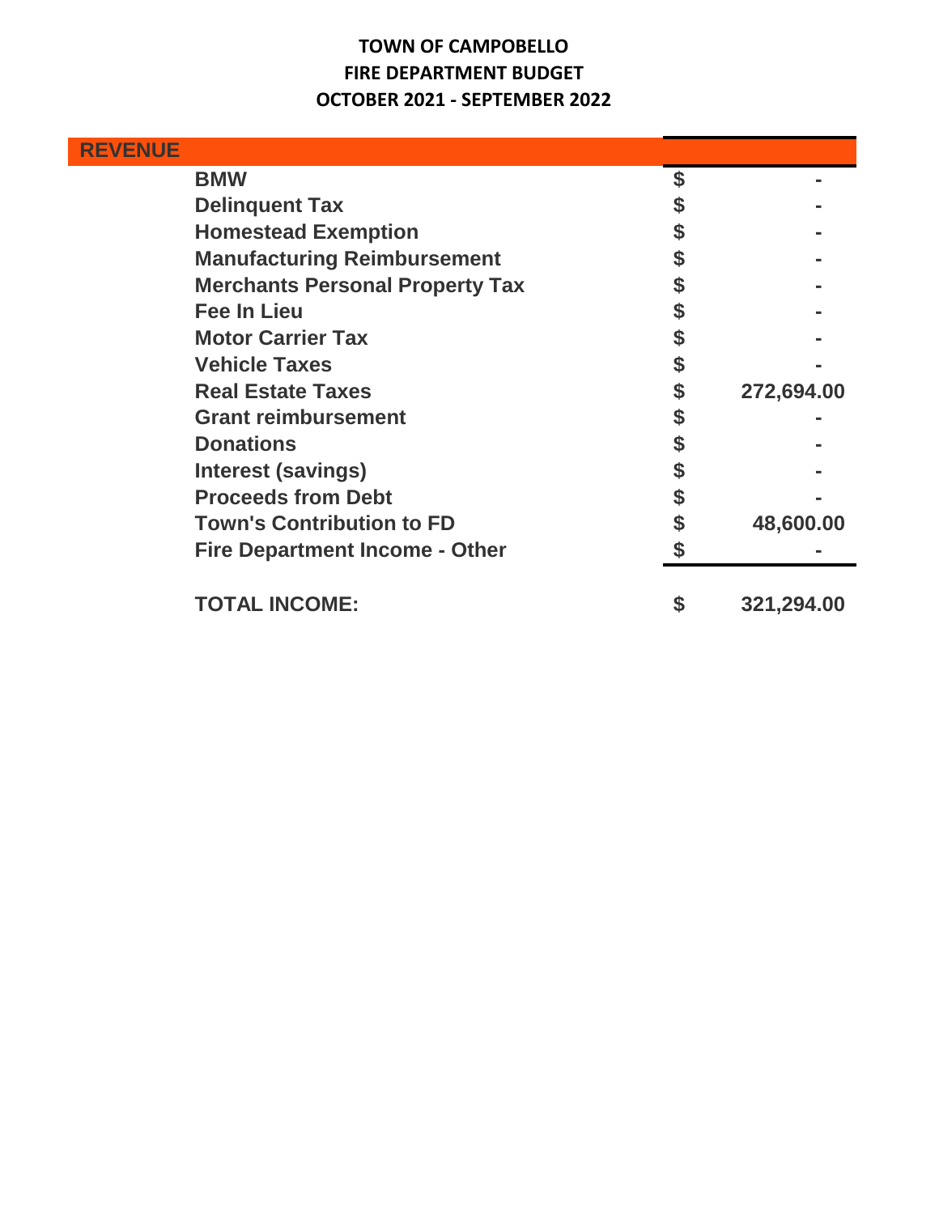# TOWN OF CAMPOBELLO
## FIRE DEPARTMENT BUDGET
## OCTOBER 2021 - SEPTEMBER 2022

| REVENUE | |
|---|---|
| BMW | $ - |
| Delinquent Tax | $ - |
| Homestead Exemption | $ - |
| Manufacturing Reimbursement | $ - |
| Merchants Personal Property Tax | $ - |
| Fee In Lieu | $ - |
| Motor Carrier Tax | $ - |
| Vehicle Taxes | $ - |
| Real Estate Taxes | $ 272,694.00 |
| Grant reimbursement | $ - |
| Donations | $ - |
| Interest (savings) | $ - |
| Proceeds from Debt | $ - |
| Town's Contribution to FD | $ 48,600.00 |
| Fire Department Income - Other | $ - |
| **TOTAL INCOME:** | **$ 321,294.00** |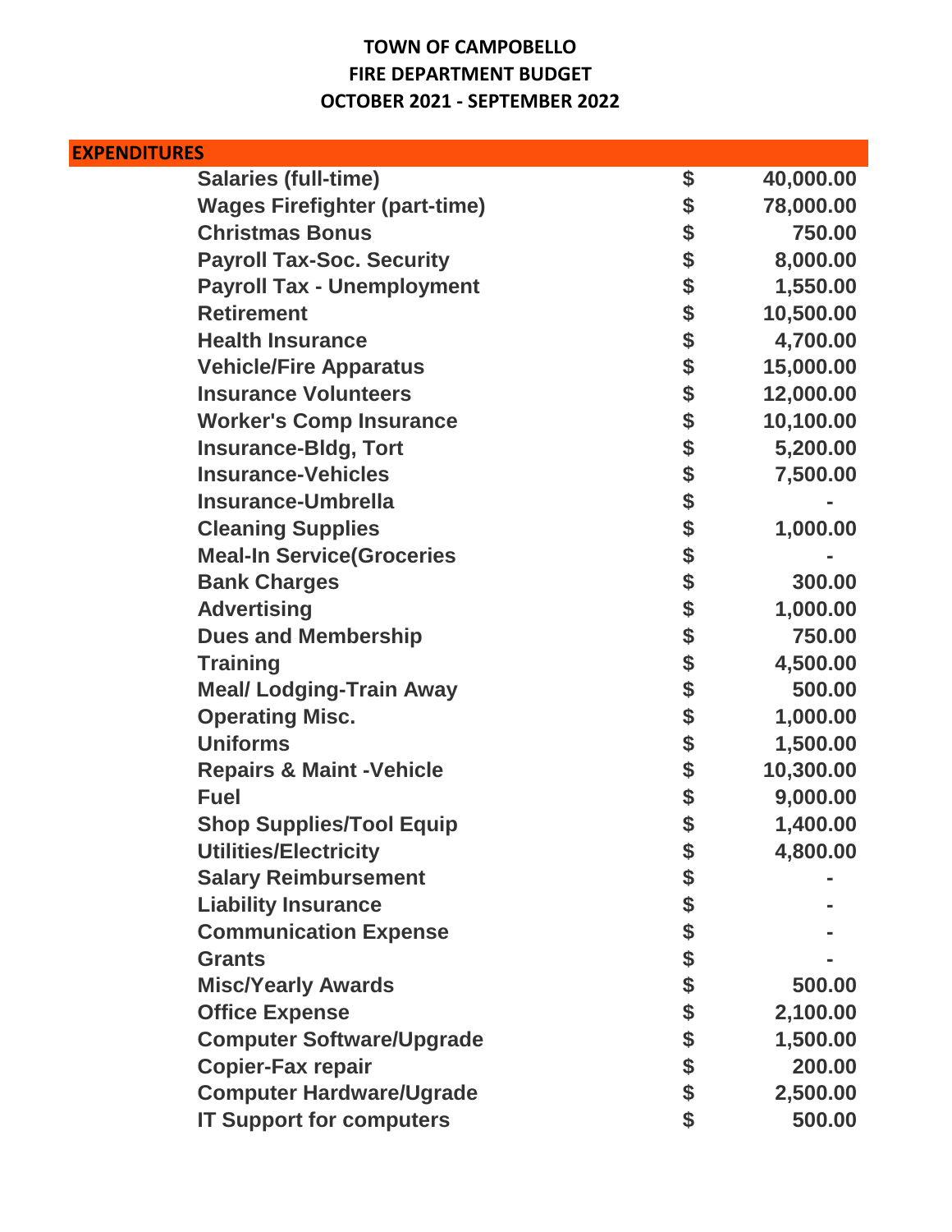**TOWN OF CAMPOBELLO**
**FIRE DEPARTMENT BUDGET**
**OCTOBER 2021 - SEPTEMBER 2022**

| EXPENDITURES | | |
|---|---|---|
| Salaries (full-time) | $ | 40,000.00 |
| Wages Firefighter (part-time) | $ | 78,000.00 |
| Christmas Bonus | $ | 750.00 |
| Payroll Tax-Soc. Security | $ | 8,000.00 |
| Payroll Tax - Unemployment | $ | 1,550.00 |
| Retirement | $ | 10,500.00 |
| Health Insurance | $ | 4,700.00 |
| Vehicle/Fire Apparatus | $ | 15,000.00 |
| Insurance Volunteers | $ | 12,000.00 |
| Worker's Comp Insurance | $ | 10,100.00 |
| Insurance-Bldg, Tort | $ | 5,200.00 |
| Insurance-Vehicles | $ | 7,500.00 |
| Insurance-Umbrella | $ | - |
| Cleaning Supplies | $ | 1,000.00 |
| Meal-In Service(Groceries | $ | - |
| Bank Charges | $ | 300.00 |
| Advertising | $ | 1,000.00 |
| Dues and Membership | $ | 750.00 |
| Training | $ | 4,500.00 |
| Meal/ Lodging-Train Away | $ | 500.00 |
| Operating Misc. | $ | 1,000.00 |
| Uniforms | $ | 1,500.00 |
| Repairs & Maint -Vehicle | $ | 10,300.00 |
| Fuel | $ | 9,000.00 |
| Shop Supplies/Tool Equip | $ | 1,400.00 |
| Utilities/Electricity | $ | 4,800.00 |
| Salary Reimbursement | $ | - |
| Liability Insurance | $ | - |
| Communication Expense | $ | - |
| Grants | $ | - |
| Misc/Yearly Awards | $ | 500.00 |
| Office Expense | $ | 2,100.00 |
| Computer Software/Upgrade | $ | 1,500.00 |
| Copier-Fax repair | $ | 200.00 |
| Computer Hardware/Ugrade | $ | 2,500.00 |
| IT Support for computers | $ | 500.00 |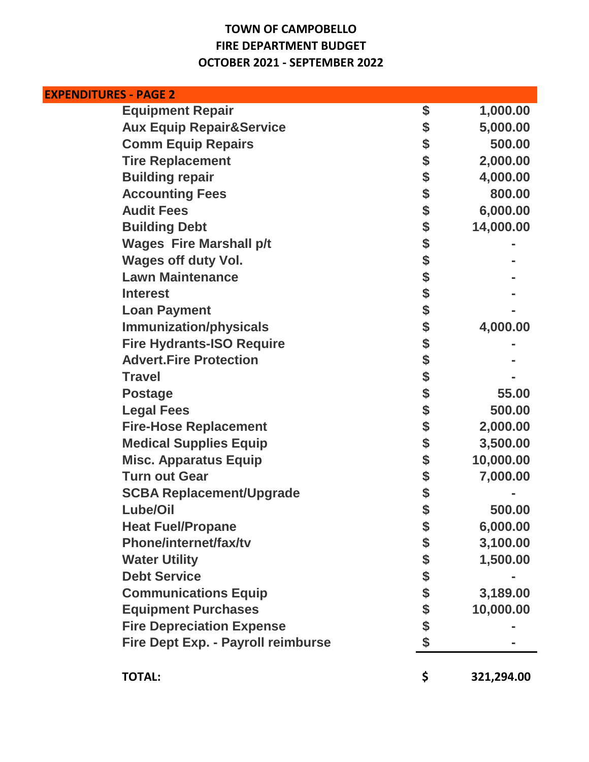**TOWN OF CAMPOBELLO**
**FIRE DEPARTMENT BUDGET**
**OCTOBER 2021 - SEPTEMBER 2022**

| EXPENDITURES - PAGE 2 | | |
|---|---|---|
| Equipment Repair | $ | 1,000.00 |
| Aux Equip Repair&Service | $ | 5,000.00 |
| Comm Equip Repairs | $ | 500.00 |
| Tire Replacement | $ | 2,000.00 |
| Building repair | $ | 4,000.00 |
| Accounting Fees | $ | 800.00 |
| Audit Fees | $ | 6,000.00 |
| Building Debt | $ | 14,000.00 |
| Wages Fire Marshall p/t | $ | - |
| Wages off duty Vol. | $ | - |
| Lawn Maintenance | $ | - |
| Interest | $ | - |
| Loan Payment | $ | - |
| Immunization/physicals | $ | 4,000.00 |
| Fire Hydrants-ISO Require | $ | - |
| Advert.Fire Protection | $ | - |
| Travel | $ | - |
| Postage | $ | 55.00 |
| Legal Fees | $ | 500.00 |
| Fire-Hose Replacement | $ | 2,000.00 |
| Medical Supplies Equip | $ | 3,500.00 |
| Misc. Apparatus Equip | $ | 10,000.00 |
| Turn out Gear | $ | 7,000.00 |
| SCBA Replacement/Upgrade | $ | - |
| Lube/Oil | $ | 500.00 |
| Heat Fuel/Propane | $ | 6,000.00 |
| Phone/internet/fax/tv | $ | 3,100.00 |
| Water Utility | $ | 1,500.00 |
| Debt Service | $ | - |
| Communications Equip | $ | 3,189.00 |
| Equipment Purchases | $ | 10,000.00 |
| Fire Depreciation Expense | $ | - |
| Fire Dept Exp. - Payroll reimburse | $ | - |
| **TOTAL:** | **$** | **321,294.00** |